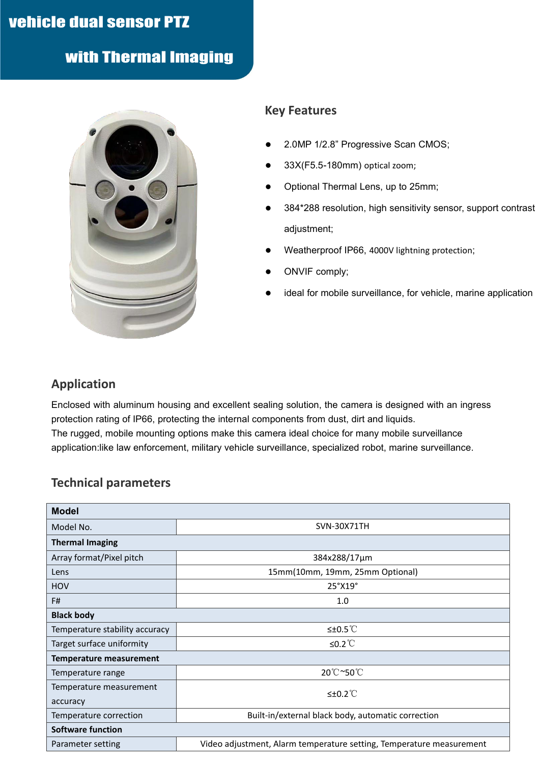# vehicle dual sensor PTZ with Thermal Imaging

## Key Features

- 2.0MP 1/2.8” Progressive Scan CMOS;
- 33X(F5.5-180mm) optical zoom;
- Optional Thermal Lens, up to 25mm;
- 384*288 resolution, high sensitivity sensor, support contrast adjustment;
- Weatherproof IP66, 4000V lightning protection;
- ONVIF comply;
- ideal for mobile surveillance, for vehicle, marine application

## Application

Enclosed with aluminum housing and excellent sealing solution, the camera is designed with an ingress protection rating of IP66, protecting the internal components from dust, dirt and liquids.
The rugged, mobile mounting options make this camera ideal choice for many mobile surveillance application:like law enforcement, military vehicle surveillance, specialized robot, marine surveillance.

## Technical parameters

| **Model** | |
|---|---|
| Model No. | SVN-30X71TH |
| **Thermal Imaging** | |
| Array format/Pixel pitch | 384x288/17μm |
| Lens | 15mm(10mm, 19mm, 25mm Optional) |
| HOV | 25°X19° |
| F# | 1.0 |
| **Black body** | |
| Temperature stability accuracy | ≤±0.5℃ |
| Target surface uniformity | ≤0.2℃ |
| **Temperature measurement** | |
| Temperature range | 20℃~50℃ |
| Temperature measurement accuracy | ≤±0.2℃ |
| Temperature correction | Built-in/external black body, automatic correction |
| **Software function** | |
| Parameter setting | Video adjustment, Alarm temperature setting, Temperature measurement |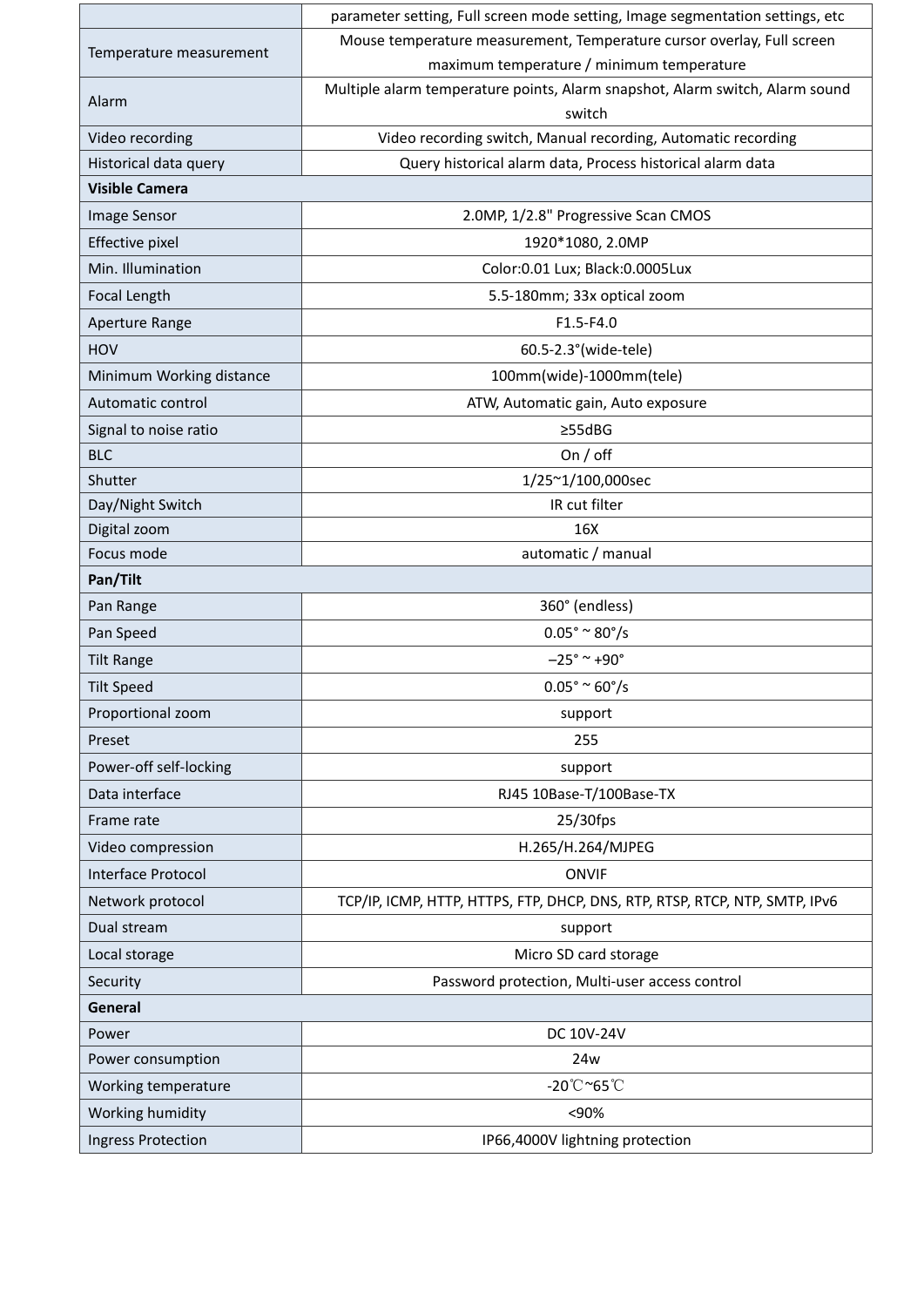| | |
|---|---|
| | parameter setting, Full screen mode setting, Image segmentation settings, etc |
| Temperature measurement | Mouse temperature measurement, Temperature cursor overlay, Full screen maximum temperature / minimum temperature |
| Alarm | Multiple alarm temperature points, Alarm snapshot, Alarm switch, Alarm sound switch |
| Video recording | Video recording switch, Manual recording, Automatic recording |
| Historical data query | Query historical alarm data, Process historical alarm data |
| **Visible Camera** | |
| Image Sensor | 2.0MP, 1/2.8" Progressive Scan CMOS |
| Effective pixel | 1920*1080, 2.0MP |
| Min. Illumination | Color:0.01 Lux; Black:0.0005Lux |
| Focal Length | 5.5-180mm; 33x optical zoom |
| Aperture Range | F1.5-F4.0 |
| HOV | 60.5-2.3°(wide-tele) |
| Minimum Working distance | 100mm(wide)-1000mm(tele) |
| Automatic control | ATW, Automatic gain, Auto exposure |
| Signal to noise ratio | ≥55dBG |
| BLC | On / off |
| Shutter | 1/25~1/100,000sec |
| Day/Night Switch | IR cut filter |
| Digital zoom | 16X |
| Focus mode | automatic / manual |
| **Pan/Tilt** | |
| Pan Range | 360° (endless) |
| Pan Speed | 0.05° ~ 80°/s |
| Tilt Range | –25° ~ +90° |
| Tilt Speed | 0.05° ~ 60°/s |
| Proportional zoom | support |
| Preset | 255 |
| Power-off self-locking | support |
| Data interface | RJ45 10Base-T/100Base-TX |
| Frame rate | 25/30fps |
| Video compression | H.265/H.264/MJPEG |
| Interface Protocol | ONVIF |
| Network protocol | TCP/IP, ICMP, HTTP, HTTPS, FTP, DHCP, DNS, RTP, RTSP, RTCP, NTP, SMTP, IPv6 |
| Dual stream | support |
| Local storage | Micro SD card storage |
| Security | Password protection, Multi-user access control |
| **General** | |
| Power | DC 10V-24V |
| Power consumption | 24w |
| Working temperature | -20℃~65℃ |
| Working humidity | <90% |
| Ingress Protection | IP66,4000V lightning protection |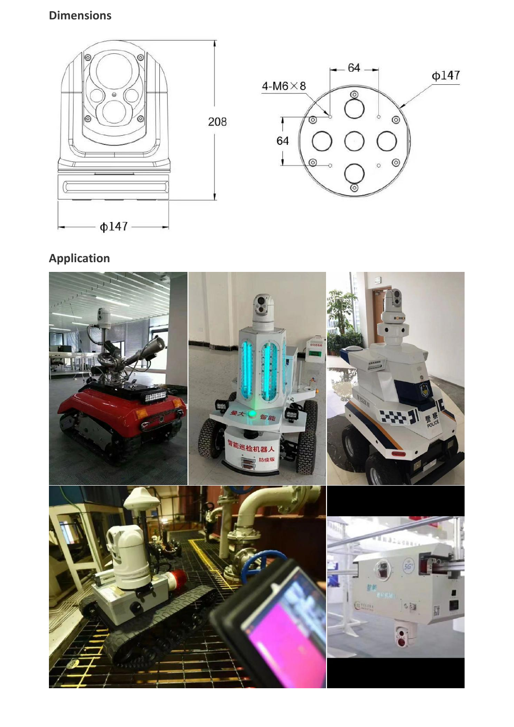## Dimensions

208

ϕ147

64

4-M6×8

64

ϕ147

## Application